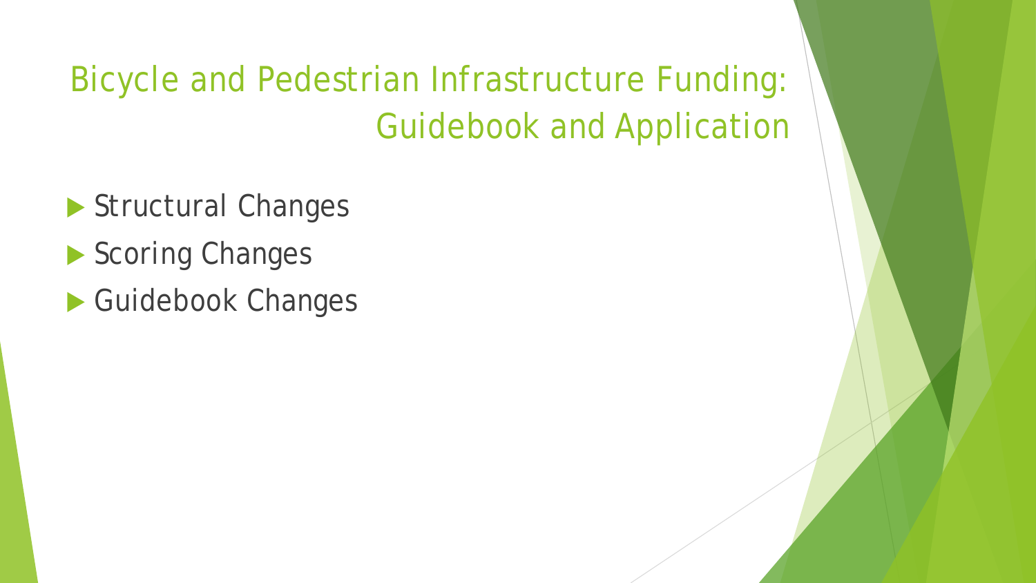# Bicycle and Pedestrian Infrastructure Funding: Guidebook and Application

- Structural Changes
- Scoring Changes
- Guidebook Changes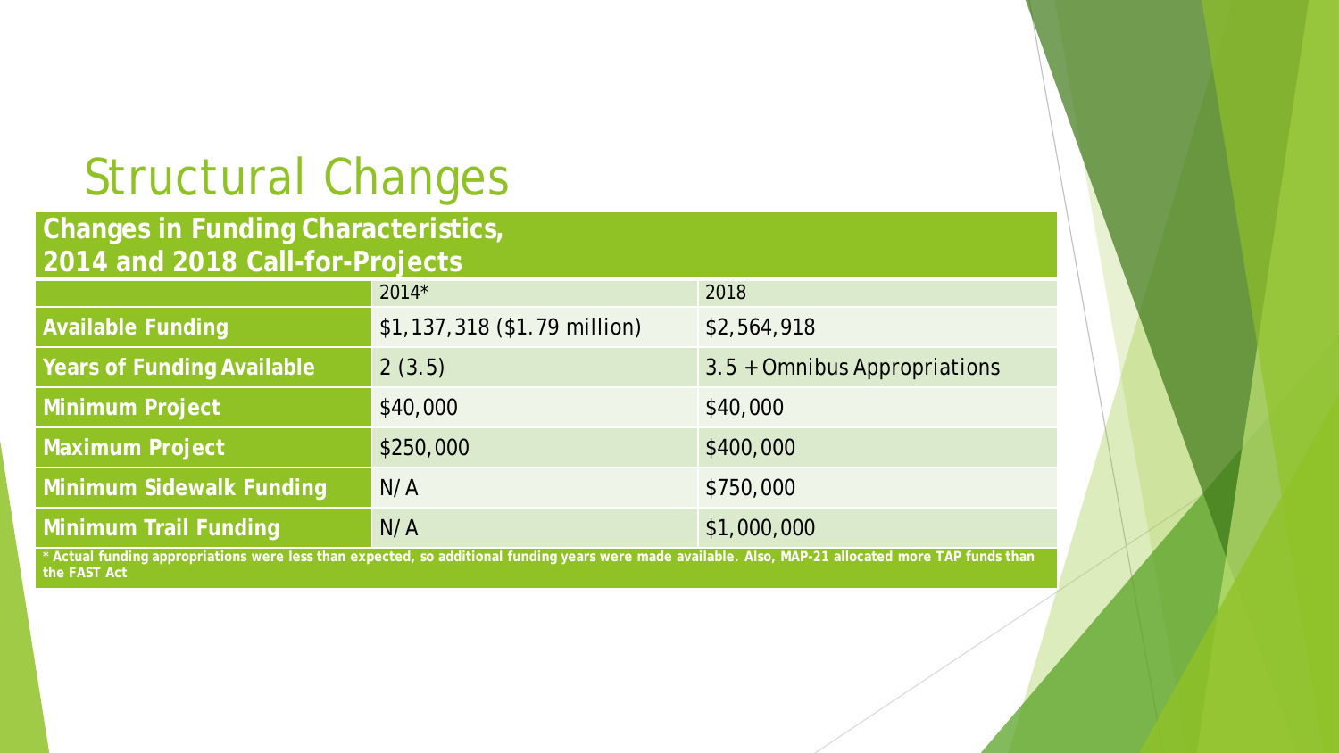# Structural Changes

| Changes in Funding Characteristics, 2014 and 2018 Call-for-Projects | | |
|---|---|---|
| | 2014* | 2018 |
| **Available Funding** | $1,137,318 ($1.79 million) | $2,564,918 |
| **Years of Funding Available** | 2 (3.5) | 3.5 + Omnibus Appropriations |
| **Minimum Project** | $40,000 | $40,000 |
| **Maximum Project** | $250,000 | $400,000 |
| **Minimum Sidewalk Funding** | N/A | $750,000 |
| **Minimum Trail Funding** | N/A | $1,000,000 |

**\* Actual funding appropriations were less than expected, so additional funding years were made available. Also, MAP-21 allocated more TAP funds than the FAST Act**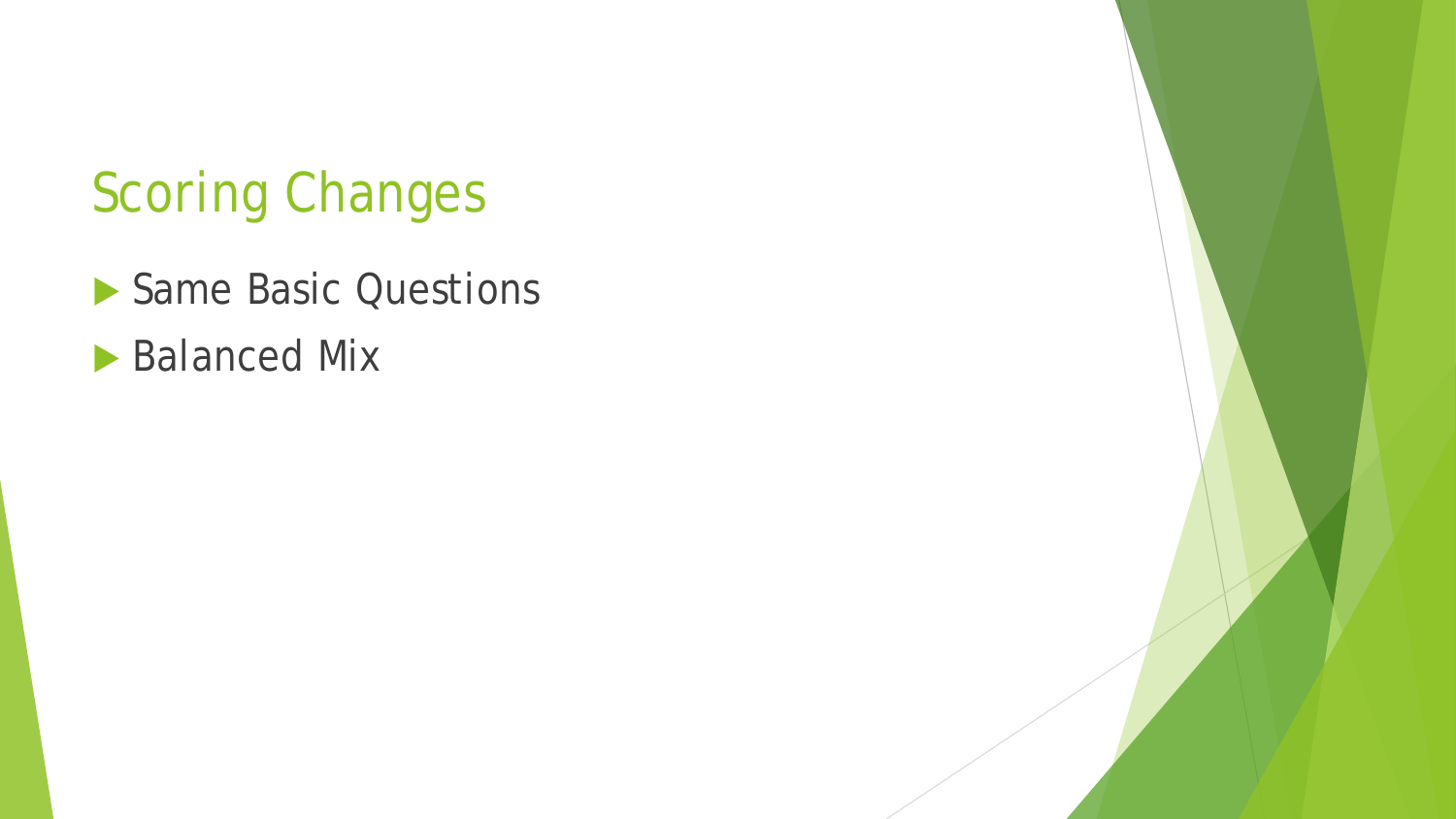# Scoring Changes

- Same Basic Questions
- Balanced Mix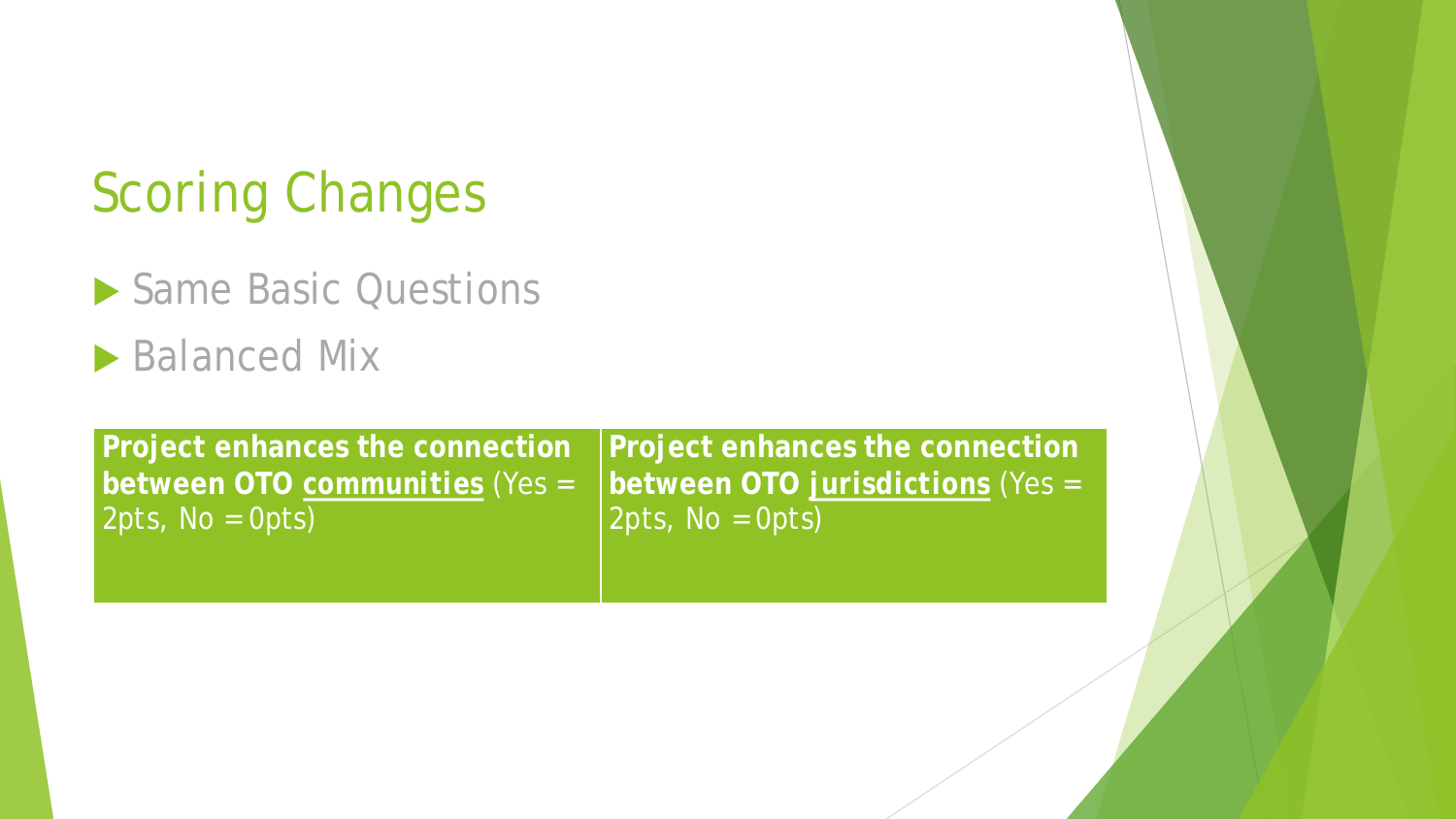# Scoring Changes

- Same Basic Questions
- Balanced Mix

| **Project enhances the connection between OTO <u>communities</u>** (Yes = 2pts, No = 0pts) | **Project enhances the connection between OTO <u>jurisdictions</u>** (Yes = 2pts, No = 0pts) |
| --- | --- |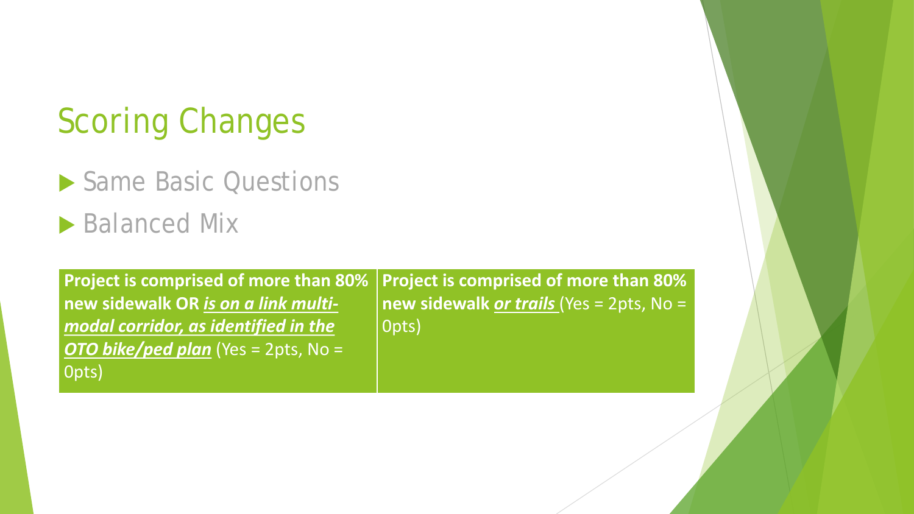# Scoring Changes

- Same Basic Questions
- Balanced Mix

| **Project is comprised of more than 80% new sidewalk OR *<u>is on a link multi-modal corridor, as identified in the OTO bike/ped plan</u>*** (Yes = 2pts, No = 0pts) | **Project is comprised of more than 80% new sidewalk *<u>or trails</u>*** (Yes = 2pts, No = 0pts) |
|---|---|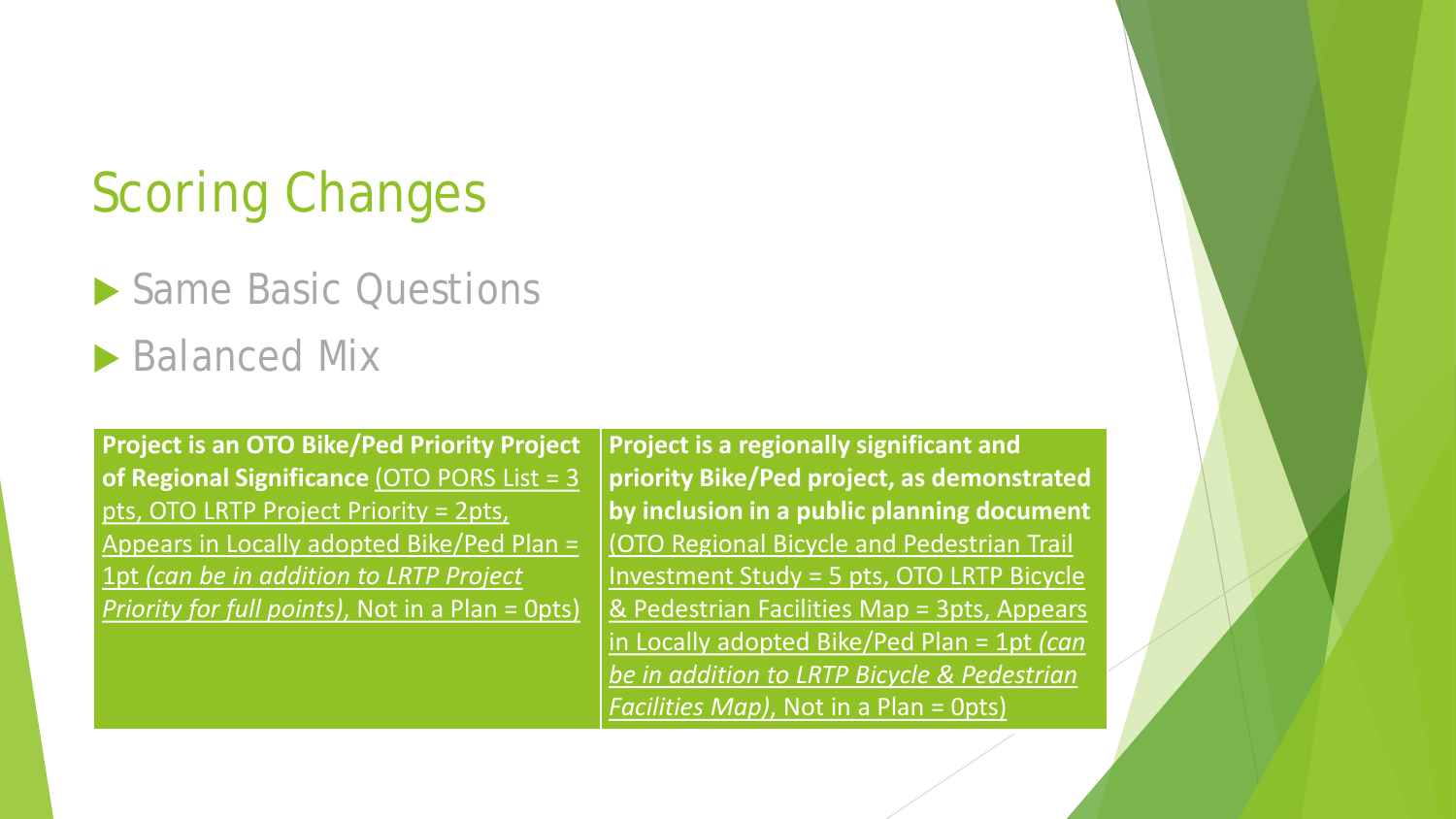# Scoring Changes

- Same Basic Questions
- Balanced Mix

| **Project is an OTO Bike/Ped Priority Project of Regional Significance** (OTO PORS List = 3 pts, OTO LRTP Project Priority = 2pts, Appears in Locally adopted Bike/Ped Plan = 1pt *(can be in addition to LRTP Project Priority for full points)*, Not in a Plan = 0pts) | **Project is a regionally significant and priority Bike/Ped project, as demonstrated by inclusion in a public planning document** (OTO Regional Bicycle and Pedestrian Trail Investment Study = 5 pts, OTO LRTP Bicycle & Pedestrian Facilities Map = 3pts, Appears in Locally adopted Bike/Ped Plan = 1pt *(can be in addition to LRTP Bicycle & Pedestrian Facilities Map)*, Not in a Plan = 0pts) |
|---|---|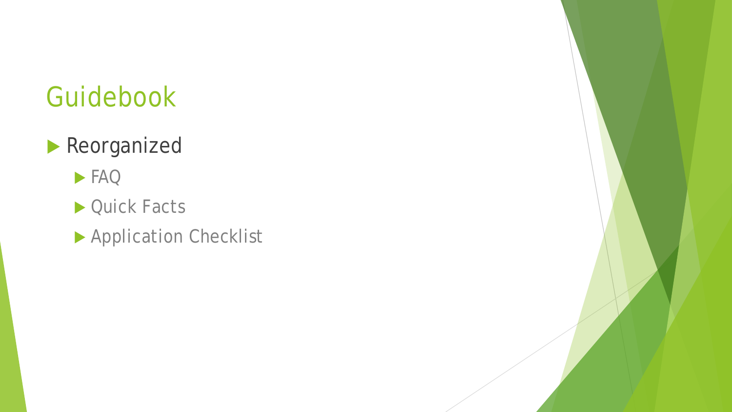# Guidebook

- Reorganized
  - FAQ
  - Quick Facts
  - Application Checklist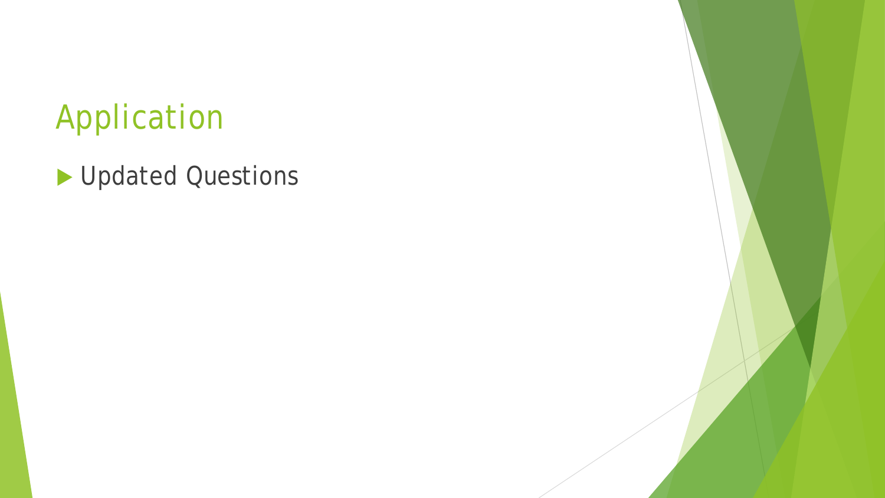# Application

- Updated Questions